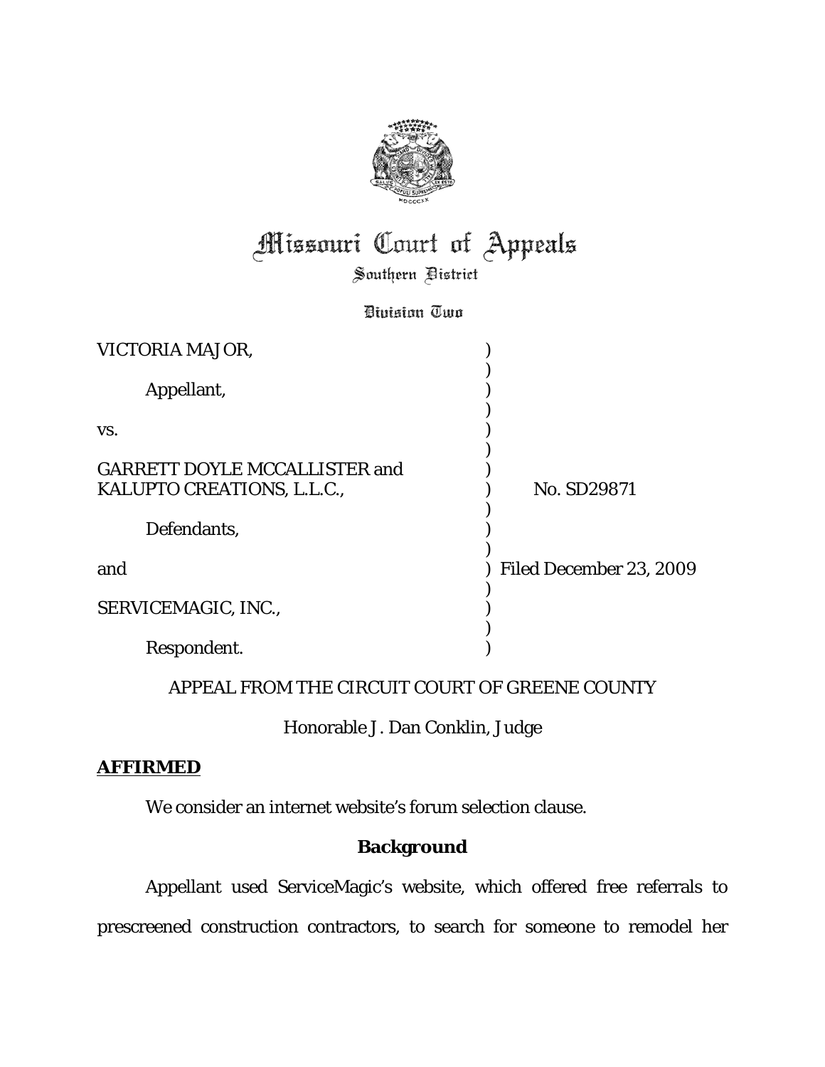# Missouri Court of Appeals

Southern District

Division Two

| | | |
|---|---|---|
| VICTORIA MAJOR, | ) | |
| Appellant, | ) | |
| vs. | ) | |
| GARRETT DOYLE MCCALLISTER and KALUPTO CREATIONS, L.L.C., | ) | No. SD29871 |
| Defendants, | ) | |
| and | ) | Filed December 23, 2009 |
| SERVICEMAGIC, INC., | ) | |
| Respondent. | ) | |

APPEAL FROM THE CIRCUIT COURT OF GREENE COUNTY

Honorable J. Dan Conklin, Judge

**AFFIRMED**

We consider an internet website's forum selection clause.

## Background

Appellant used ServiceMagic's website, which offered free referrals to prescreened construction contractors, to search for someone to remodel her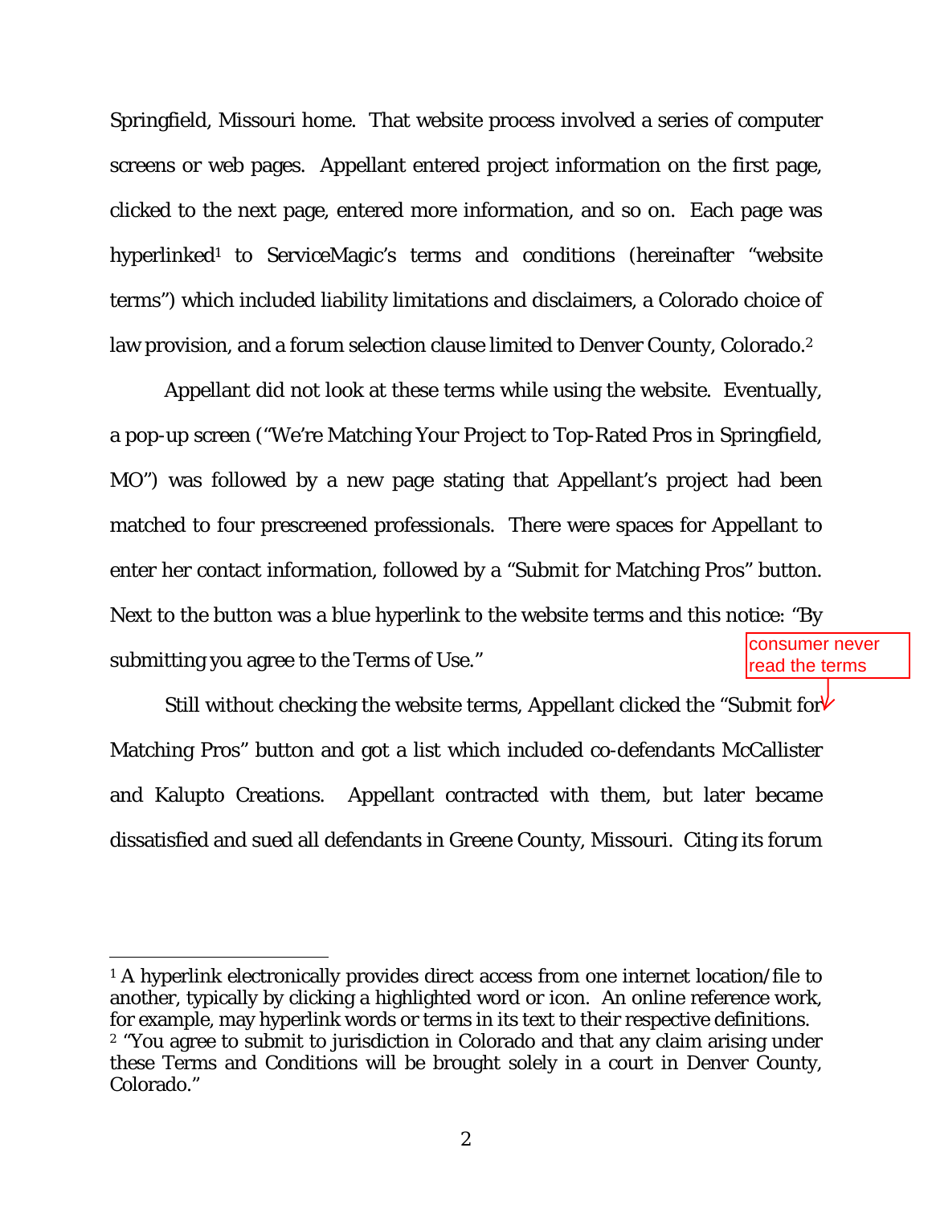Springfield, Missouri home. That website process involved a series of computer screens or web pages. Appellant entered project information on the first page, clicked to the next page, entered more information, and so on. Each page was hyperlinked[1] to ServiceMagic's terms and conditions (hereinafter "website terms") which included liability limitations and disclaimers, a Colorado choice of law provision, and a forum selection clause limited to Denver County, Colorado.[2]

Appellant did not look at these terms while using the website. Eventually, a pop-up screen ("We're Matching Your Project to Top-Rated Pros in Springfield, MO") was followed by a new page stating that Appellant's project had been matched to four prescreened professionals. There were spaces for Appellant to enter her contact information, followed by a "Submit for Matching Pros" button. Next to the button was a blue hyperlink to the website terms and this notice: "By submitting you agree to the Terms of Use."

Still without checking the website terms, Appellant clicked the "Submit for Matching Pros" button and got a list which included co-defendants McCallister and Kalupto Creations. Appellant contracted with them, but later became dissatisfied and sued all defendants in Greene County, Missouri. Citing its forum

---

[1] A hyperlink electronically provides direct access from one internet location/file to another, typically by clicking a highlighted word or icon. An online reference work, for example, may hyperlink words or terms in its text to their respective definitions.

[2] "You agree to submit to jurisdiction in Colorado and that any claim arising under these Terms and Conditions will be brought solely in a court in Denver County, Colorado."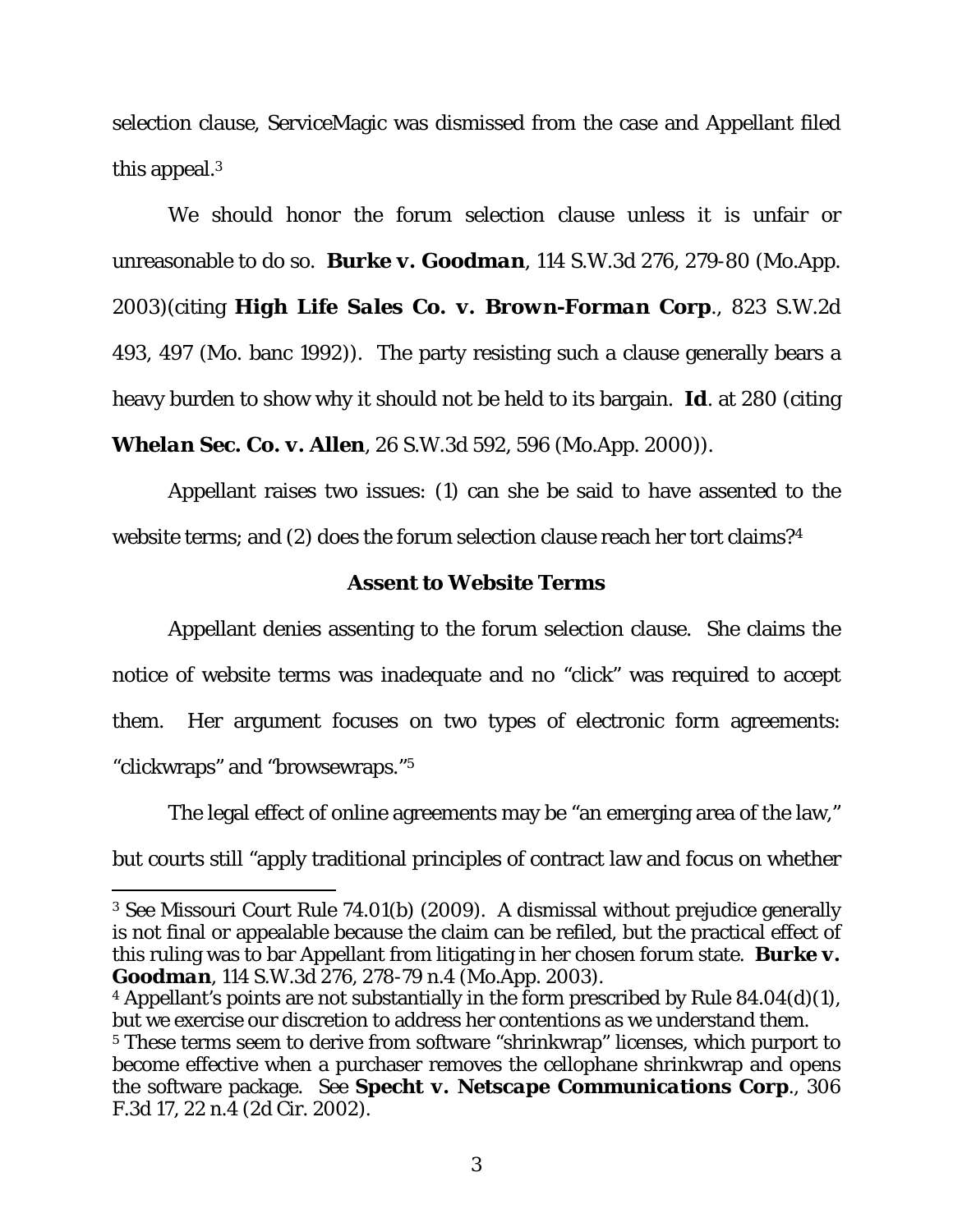selection clause, ServiceMagic was dismissed from the case and Appellant filed this appeal.[3]

We should honor the forum selection clause unless it is unfair or unreasonable to do so. ***Burke v. Goodman***, 114 S.W.3d 276, 279-80 (Mo.App. 2003)(citing ***High Life Sales Co. v. Brown-Forman Corp.***, 823 S.W.2d 493, 497 (Mo. banc 1992)). The party resisting such a clause generally bears a heavy burden to show why it should not be held to its bargain. ***Id.*** at 280 (citing ***Whelan Sec. Co. v. Allen***, 26 S.W.3d 592, 596 (Mo.App. 2000)).

Appellant raises two issues: (1) can she be said to have assented to the website terms; and (2) does the forum selection clause reach her tort claims?[4]

### Assent to Website Terms

Appellant denies assenting to the forum selection clause. She claims the notice of website terms was inadequate and no "click" was required to accept them. Her argument focuses on two types of electronic form agreements: "clickwraps" and "browsewraps."[5]

The legal effect of online agreements may be "an emerging area of the law," but courts still "apply traditional principles of contract law and focus on whether

---

[3] See Missouri Court Rule 74.01(b) (2009). A dismissal without prejudice generally is not final or appealable because the claim can be refiled, but the practical effect of this ruling was to bar Appellant from litigating in her chosen forum state. ***Burke v. Goodman***, 114 S.W.3d 276, 278-79 n.4 (Mo.App. 2003).

[4] Appellant's points are not substantially in the form prescribed by Rule 84.04(d)(1), but we exercise our discretion to address her contentions as we understand them.

[5] These terms seem to derive from software "shrinkwrap" licenses, which purport to become effective when a purchaser removes the cellophane shrinkwrap and opens the software package. See ***Specht v. Netscape Communications Corp.***, 306 F.3d 17, 22 n.4 (2d Cir. 2002).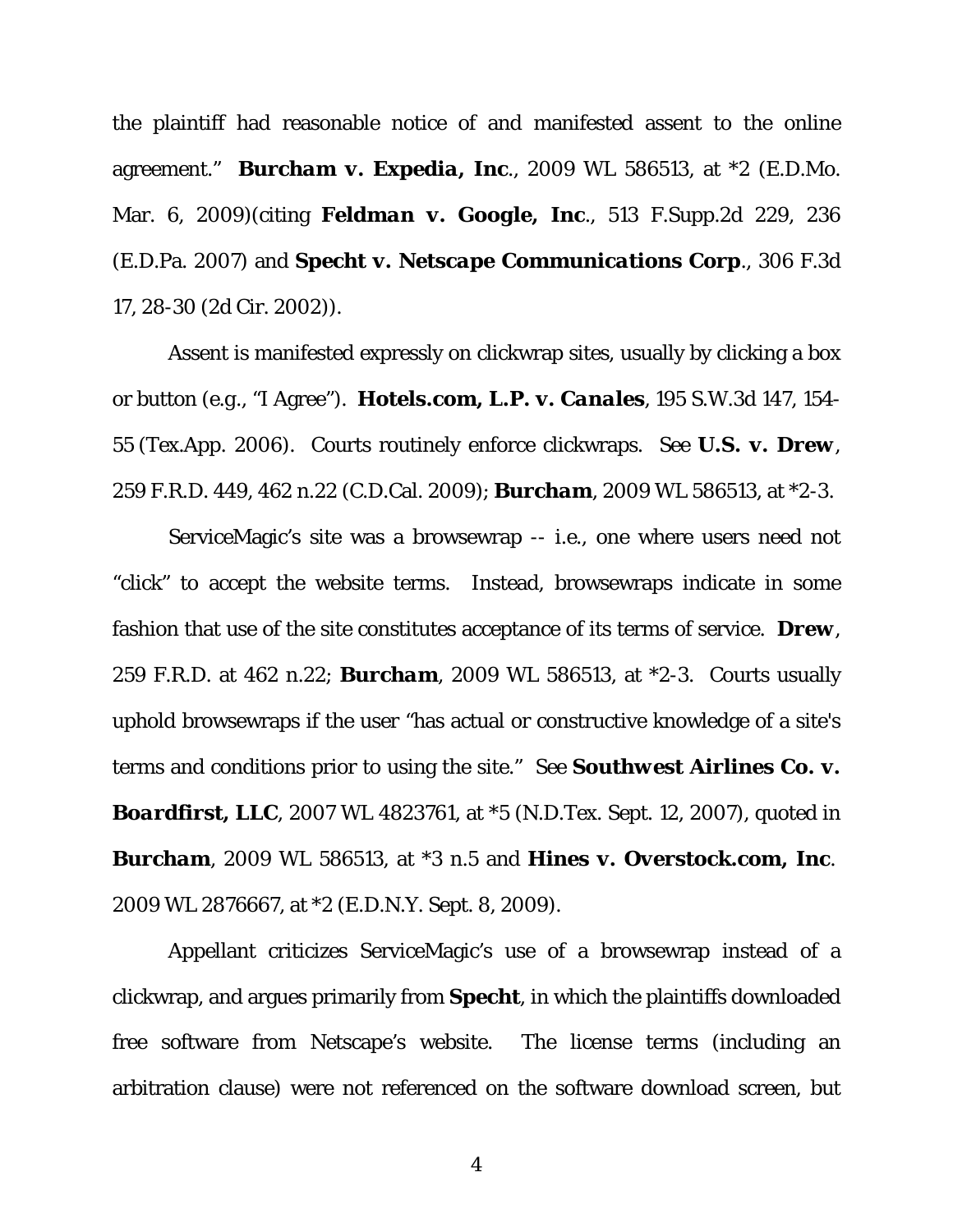the plaintiff had reasonable notice of and manifested assent to the online agreement." ***Burcham v. Expedia, Inc.***, 2009 WL 586513, at *2 (E.D.Mo. Mar. 6, 2009)(citing ***Feldman v. Google, Inc.***, 513 F.Supp.2d 229, 236 (E.D.Pa. 2007) and ***Specht v. Netscape Communications Corp.***, 306 F.3d 17, 28-30 (2d Cir. 2002)).

Assent is manifested expressly on clickwrap sites, usually by clicking a box or button (e.g., "I Agree"). ***Hotels.com, L.P. v. Canales***, 195 S.W.3d 147, 154-55 (Tex.App. 2006). Courts routinely enforce clickwraps. See ***U.S. v. Drew***, 259 F.R.D. 449, 462 n.22 (C.D.Cal. 2009); ***Burcham***, 2009 WL 586513, at *2-3.

ServiceMagic's site was a browsewrap -- i.e., one where users need not "click" to accept the website terms. Instead, browsewraps indicate in some fashion that use of the site constitutes acceptance of its terms of service. ***Drew***, 259 F.R.D. at 462 n.22; ***Burcham***, 2009 WL 586513, at *2-3. Courts usually uphold browsewraps if the user "has actual or constructive knowledge of a site's terms and conditions prior to using the site." See ***Southwest Airlines Co. v. Boardfirst, LLC***, 2007 WL 4823761, at *5 (N.D.Tex. Sept. 12, 2007), quoted in ***Burcham***, 2009 WL 586513, at *3 n.5 and ***Hines v. Overstock.com, Inc.*** 2009 WL 2876667, at *2 (E.D.N.Y. Sept. 8, 2009).

Appellant criticizes ServiceMagic's use of a browsewrap instead of a clickwrap, and argues primarily from ***Specht***, in which the plaintiffs downloaded free software from Netscape's website. The license terms (including an arbitration clause) were not referenced on the software download screen, but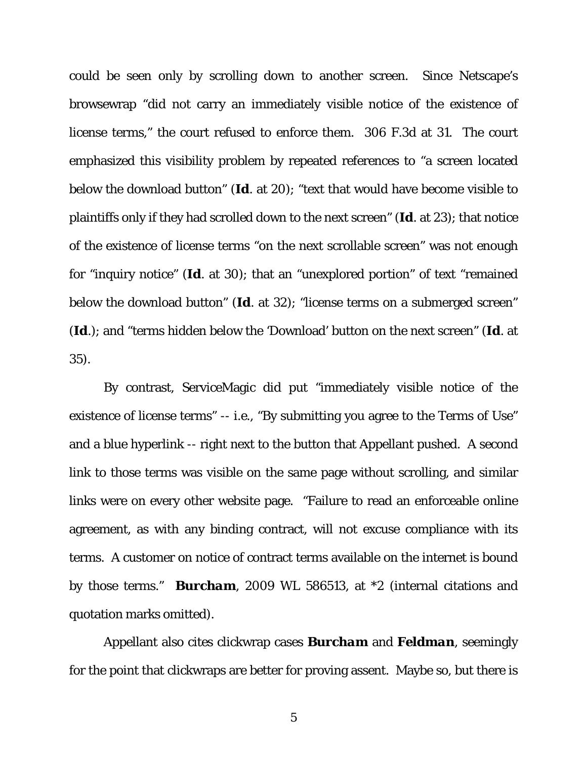could be seen only by scrolling down to another screen. Since Netscape's browsewrap "did not carry an immediately visible notice of the existence of license terms," the court refused to enforce them. 306 F.3d at 31. The court emphasized this visibility problem by repeated references to "a screen located below the download button" (***Id***. at 20); "text that would have become visible to plaintiffs only if they had scrolled down to the next screen" (***Id***. at 23); that notice of the existence of license terms "on the next scrollable screen" was not enough for "inquiry notice" (***Id***. at 30); that an "unexplored portion" of text "remained below the download button" (***Id***. at 32); "license terms on a submerged screen" (***Id***.); and "terms hidden below the 'Download' button on the next screen" (***Id***. at 35).

By contrast, ServiceMagic did put "immediately visible notice of the existence of license terms" -- i.e., "By submitting you agree to the Terms of Use" and a blue hyperlink -- right next to the button that Appellant pushed. A second link to those terms was visible on the same page without scrolling, and similar links were on every other website page. "Failure to read an enforceable online agreement, as with any binding contract, will not excuse compliance with its terms. A customer on notice of contract terms available on the internet is bound by those terms." ***Burcham***, 2009 WL 586513, at *2 (internal citations and quotation marks omitted).

Appellant also cites clickwrap cases ***Burcham*** and ***Feldman***, seemingly for the point that clickwraps are better for proving assent. Maybe so, but there is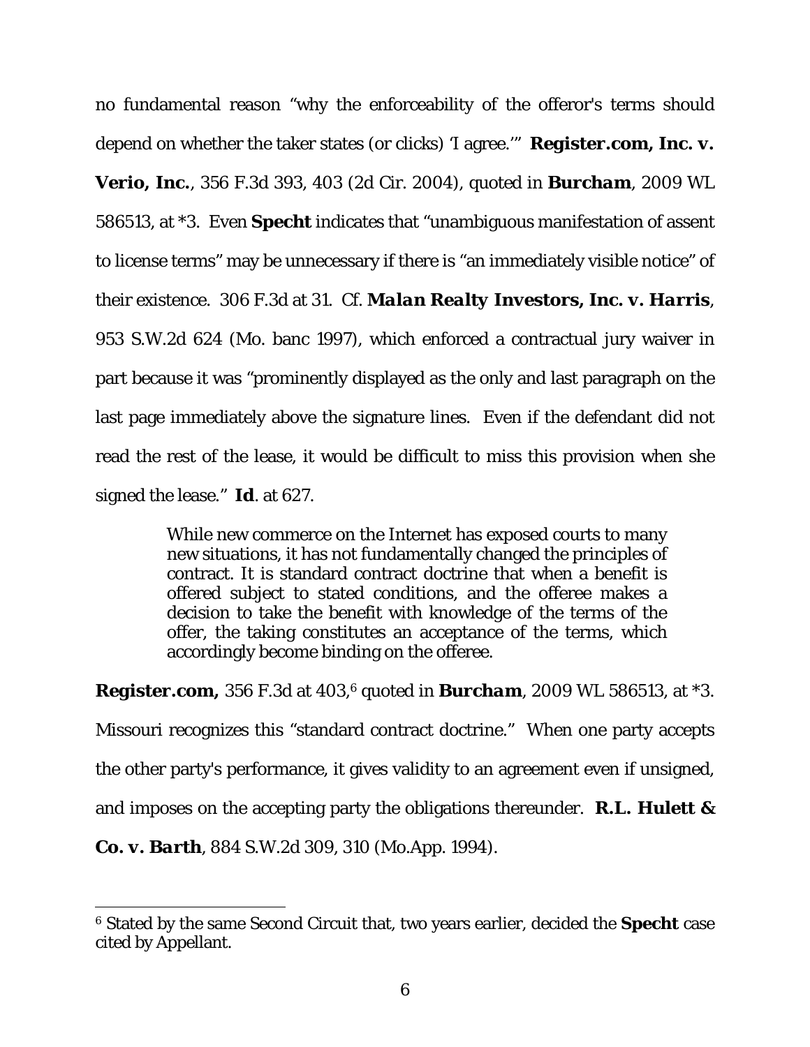no fundamental reason "why the enforceability of the offeror's terms should depend on whether the taker states (or clicks) 'I agree.'" ***Register.com, Inc. v. Verio, Inc.***, 356 F.3d 393, 403 (2d Cir. 2004), quoted in ***Burcham***, 2009 WL 586513, at *3. Even **Specht** indicates that "unambiguous manifestation of assent to license terms" may be unnecessary if there is "an immediately visible notice" of their existence. 306 F.3d at 31. Cf. ***Malan Realty Investors, Inc. v. Harris***, 953 S.W.2d 624 (Mo. banc 1997), which enforced a contractual jury waiver in part because it was "prominently displayed as the only and last paragraph on the last page immediately above the signature lines. Even if the defendant did not read the rest of the lease, it would be difficult to miss this provision when she signed the lease." ***Id***. at 627.

> While new commerce on the Internet has exposed courts to many new situations, it has not fundamentally changed the principles of contract. It is standard contract doctrine that when a benefit is offered subject to stated conditions, and the offeree makes a decision to take the benefit with knowledge of the terms of the offer, the taking constitutes an acceptance of the terms, which accordingly become binding on the offeree.

***Register.com,*** 356 F.3d at 403,[6] quoted in ***Burcham***, 2009 WL 586513, at *3. Missouri recognizes this "standard contract doctrine." When one party accepts the other party's performance, it gives validity to an agreement even if unsigned, and imposes on the accepting party the obligations thereunder. ***R.L. Hulett & Co. v. Barth***, 884 S.W.2d 309, 310 (Mo.App. 1994).

---

[6] Stated by the same Second Circuit that, two years earlier, decided the **Specht** case cited by Appellant.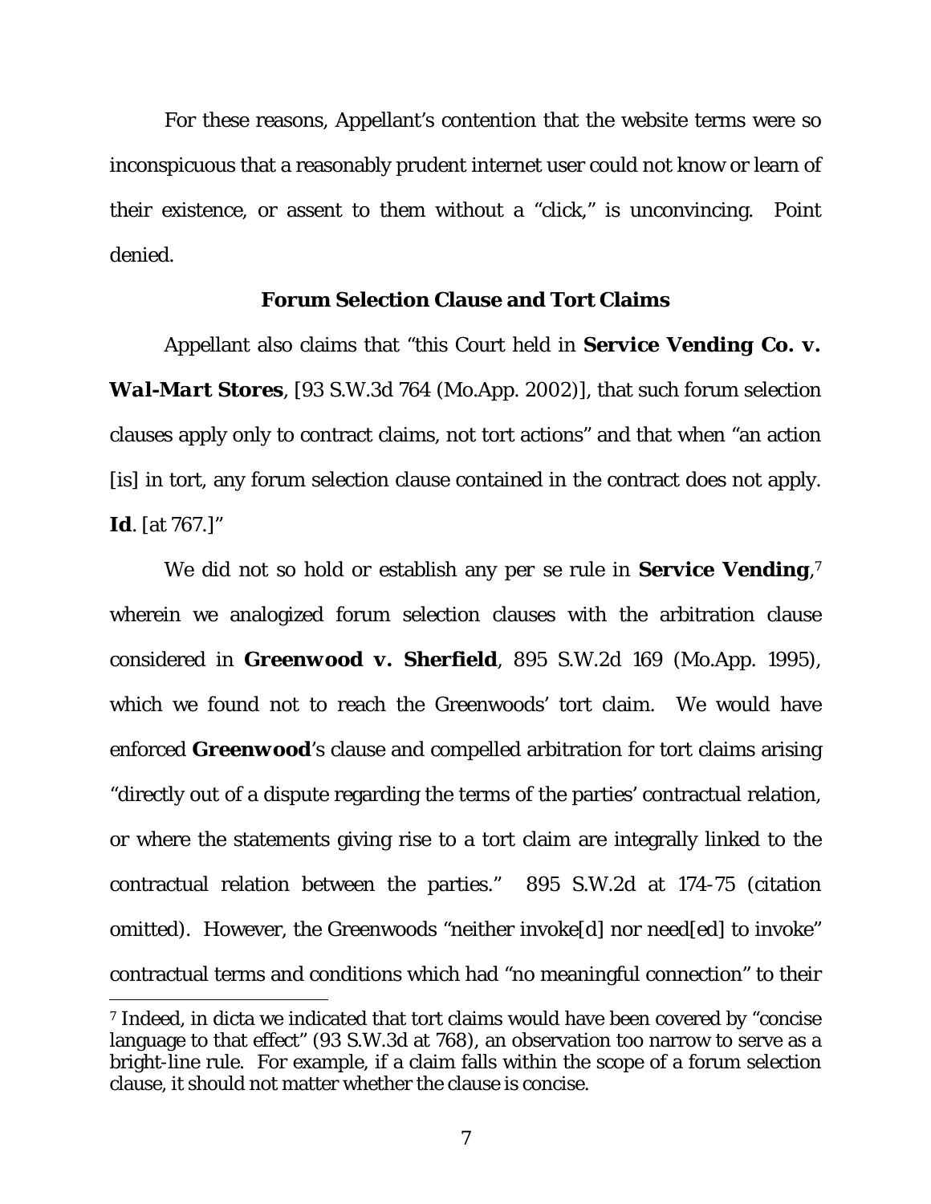For these reasons, Appellant's contention that the website terms were so inconspicuous that a reasonably prudent internet user could not know or learn of their existence, or assent to them without a "click," is unconvincing. Point denied.

### Forum Selection Clause and Tort Claims

Appellant also claims that "this Court held in ***Service Vending Co. v. Wal-Mart Stores***, [93 S.W.3d 764 (Mo.App. 2002)], that such forum selection clauses apply only to contract claims, not tort actions" and that when "an action [is] in tort, any forum selection clause contained in the contract does not apply. ***Id***. [at 767.]"

We did not so hold or establish any per se rule in **Service Vending**,[7] wherein we analogized forum selection clauses with the arbitration clause considered in **Greenwood v. Sherfield**, 895 S.W.2d 169 (Mo.App. 1995), which we found not to reach the Greenwoods' tort claim. We would have enforced **Greenwood**'s clause and compelled arbitration for tort claims arising "directly out of a dispute regarding the terms of the parties' contractual relation, or where the statements giving rise to a tort claim are integrally linked to the contractual relation between the parties." 895 S.W.2d at 174-75 (citation omitted). However, the Greenwoods "neither invoke[d] nor need[ed] to invoke" contractual terms and conditions which had "no meaningful connection" to their

[7] Indeed, in dicta we indicated that tort claims would have been covered by "concise language to that effect" (93 S.W.3d at 768), an observation too narrow to serve as a bright-line rule. For example, if a claim falls within the scope of a forum selection clause, it should not matter whether the clause is concise.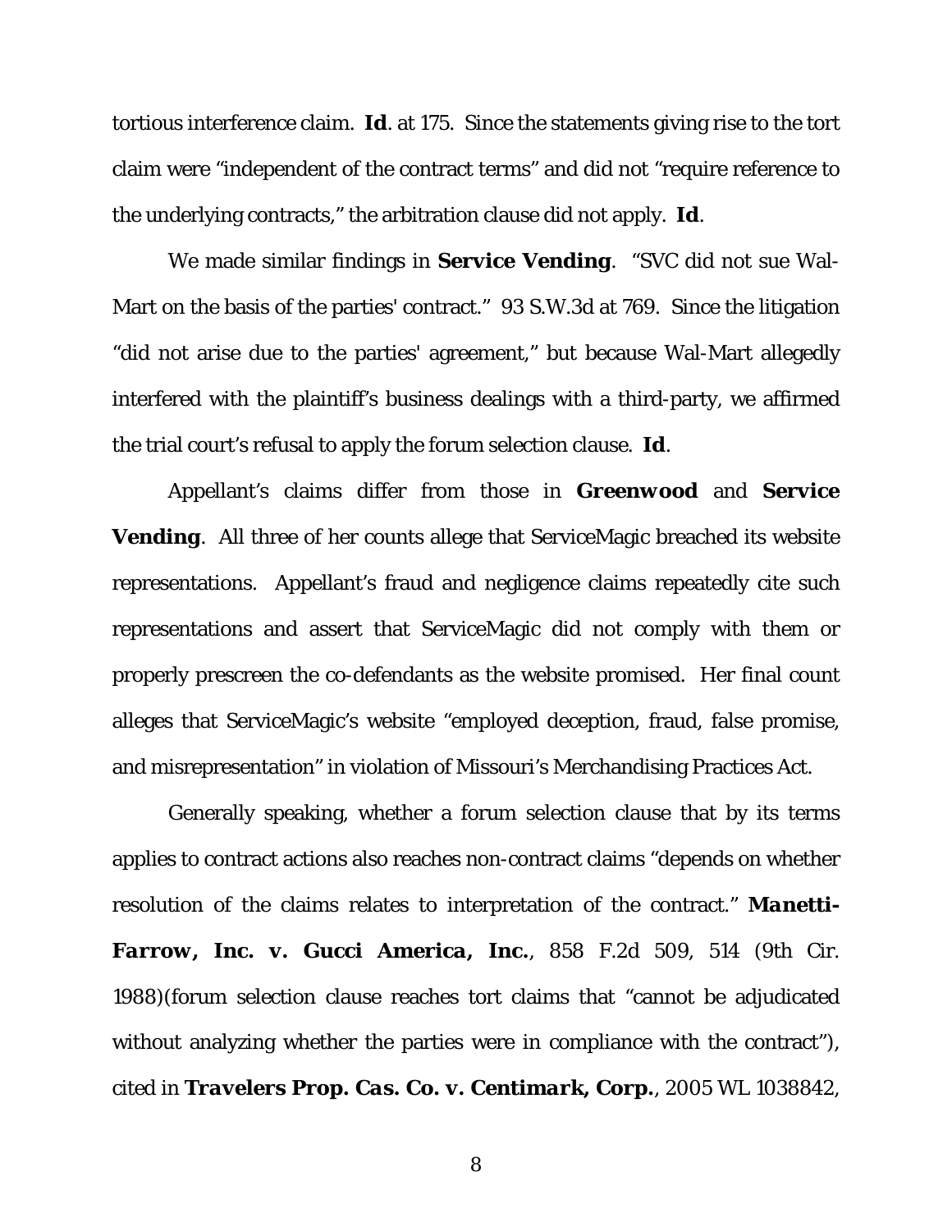tortious interference claim. ***Id***. at 175. Since the statements giving rise to the tort claim were "independent of the contract terms" and did not "require reference to the underlying contracts," the arbitration clause did not apply. ***Id***.

We made similar findings in ***Service Vending***. "SVC did not sue Wal-Mart on the basis of the parties' contract." 93 S.W.3d at 769. Since the litigation "did not arise due to the parties' agreement," but because Wal-Mart allegedly interfered with the plaintiff's business dealings with a third-party, we affirmed the trial court's refusal to apply the forum selection clause. ***Id***.

Appellant's claims differ from those in ***Greenwood*** and ***Service Vending***. All three of her counts allege that ServiceMagic breached its website representations. Appellant's fraud and negligence claims repeatedly cite such representations and assert that ServiceMagic did not comply with them or properly prescreen the co-defendants as the website promised. Her final count alleges that ServiceMagic's website "employed deception, fraud, false promise, and misrepresentation" in violation of Missouri's Merchandising Practices Act.

Generally speaking, whether a forum selection clause that by its terms applies to contract actions also reaches non-contract claims "depends on whether resolution of the claims relates to interpretation of the contract." ***Manetti-Farrow, Inc. v. Gucci America, Inc.***, 858 F.2d 509, 514 (9th Cir. 1988)(forum selection clause reaches tort claims that "cannot be adjudicated without analyzing whether the parties were in compliance with the contract"), cited in ***Travelers Prop. Cas. Co. v. Centimark, Corp.***, 2005 WL 1038842,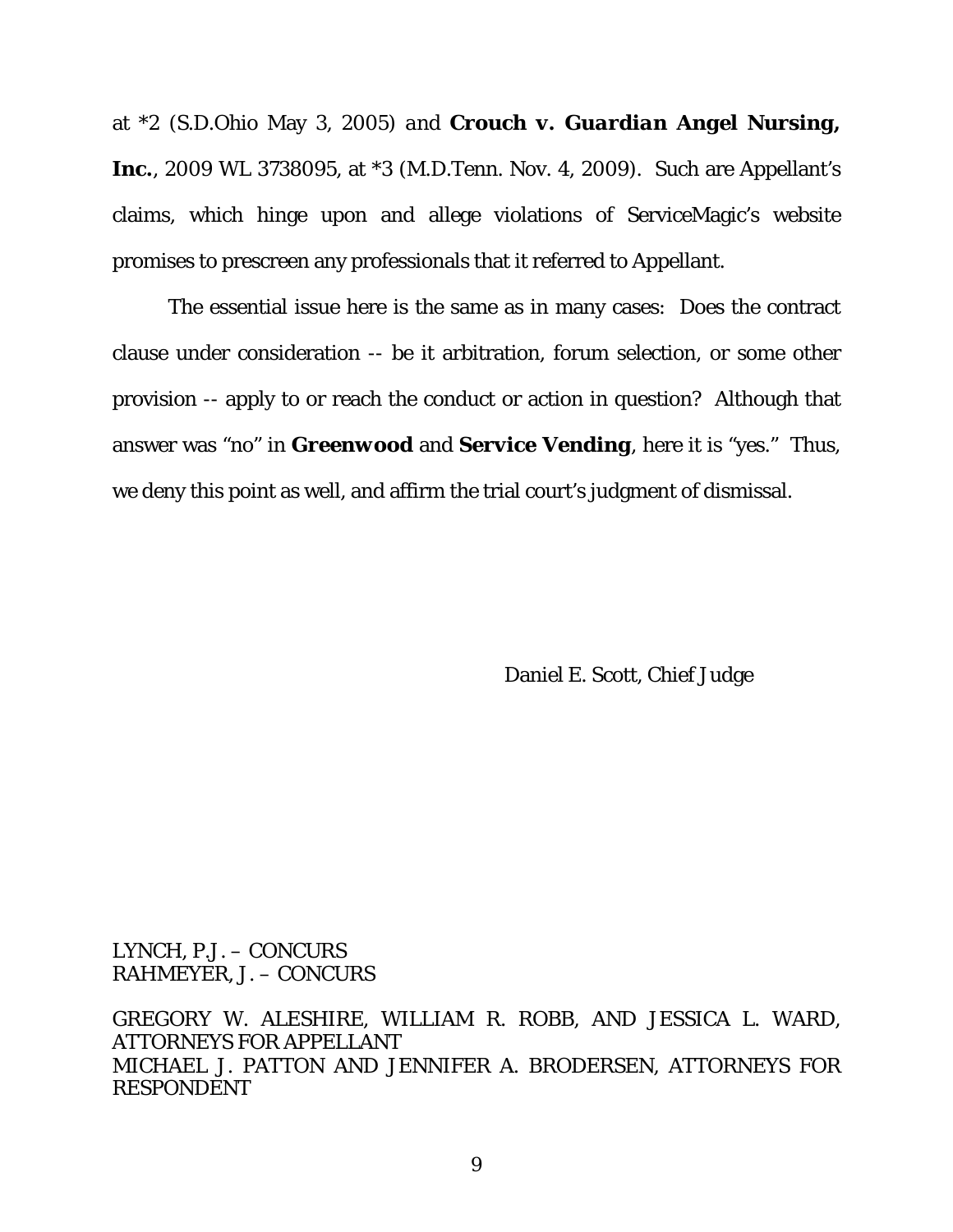at *2 (S.D.Ohio May 3, 2005) and ***Crouch v. Guardian Angel Nursing, Inc.***, 2009 WL 3738095, at *3 (M.D.Tenn. Nov. 4, 2009). Such are Appellant's claims, which hinge upon and allege violations of ServiceMagic's website promises to prescreen any professionals that it referred to Appellant.

The essential issue here is the same as in many cases: Does the contract clause under consideration -- be it arbitration, forum selection, or some other provision -- apply to or reach the conduct or action in question? Although that answer was "no" in **Greenwood** and **Service Vending**, here it is "yes." Thus, we deny this point as well, and affirm the trial court's judgment of dismissal.

Daniel E. Scott, Chief Judge

LYNCH, P.J. – CONCURS
RAHMEYER, J. – CONCURS

GREGORY W. ALESHIRE, WILLIAM R. ROBB, AND JESSICA L. WARD, ATTORNEYS FOR APPELLANT
MICHAEL J. PATTON AND JENNIFER A. BRODERSEN, ATTORNEYS FOR RESPONDENT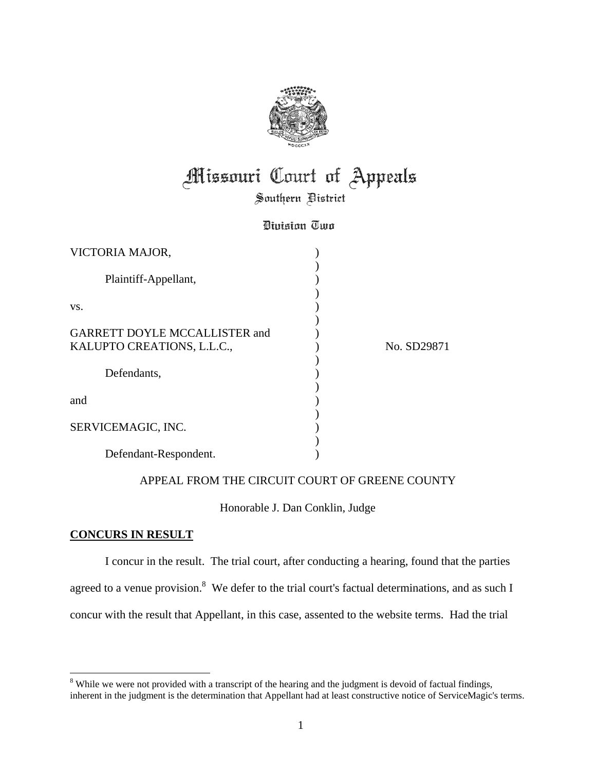# Missouri Court of Appeals

## Southern District

### Division Two

| | | |
|---|---|---|
| VICTORIA MAJOR, | ) | |
| Plaintiff-Appellant, | ) | |
| vs. | ) | |
| GARRETT DOYLE MCCALLISTER and KALUPTO CREATIONS, L.L.C., | ) | No. SD29871 |
| Defendants, | ) | |
| and | ) | |
| SERVICEMAGIC, INC. | ) | |
| Defendant-Respondent. | ) | |

APPEAL FROM THE CIRCUIT COURT OF GREENE COUNTY

Honorable J. Dan Conklin, Judge

**CONCURS IN RESULT**

I concur in the result. The trial court, after conducting a hearing, found that the parties agreed to a venue provision.[8] We defer to the trial court's factual determinations, and as such I concur with the result that Appellant, in this case, assented to the website terms. Had the trial

[8] While we were not provided with a transcript of the hearing and the judgment is devoid of factual findings, inherent in the judgment is the determination that Appellant had at least constructive notice of ServiceMagic's terms.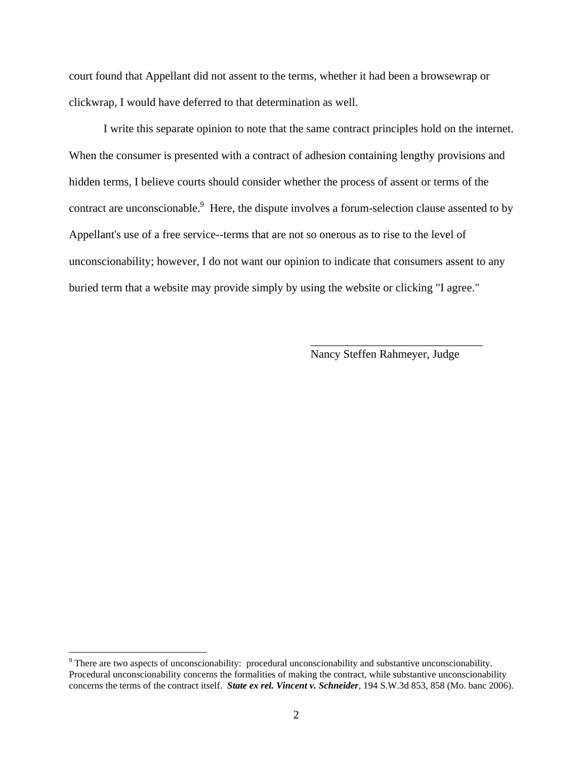court found that Appellant did not assent to the terms, whether it had been a browsewrap or clickwrap, I would have deferred to that determination as well.

I write this separate opinion to note that the same contract principles hold on the internet. When the consumer is presented with a contract of adhesion containing lengthy provisions and hidden terms, I believe courts should consider whether the process of assent or terms of the contract are unconscionable.[9] Here, the dispute involves a forum-selection clause assented to by Appellant's use of a free service--terms that are not so onerous as to rise to the level of unconscionability; however, I do not want our opinion to indicate that consumers assent to any buried term that a website may provide simply by using the website or clicking "I agree."

\_\_\_\_\_\_\_\_\_\_\_\_\_\_\_\_\_\_\_\_\_\_\_\_\_\_\_\_\_\_\_

Nancy Steffen Rahmeyer, Judge

---

[9] There are two aspects of unconscionability: procedural unconscionability and substantive unconscionability. Procedural unconscionability concerns the formalities of making the contract, while substantive unconscionability concerns the terms of the contract itself. ***State ex rel. Vincent v. Schneider***, 194 S.W.3d 853, 858 (Mo. banc 2006).